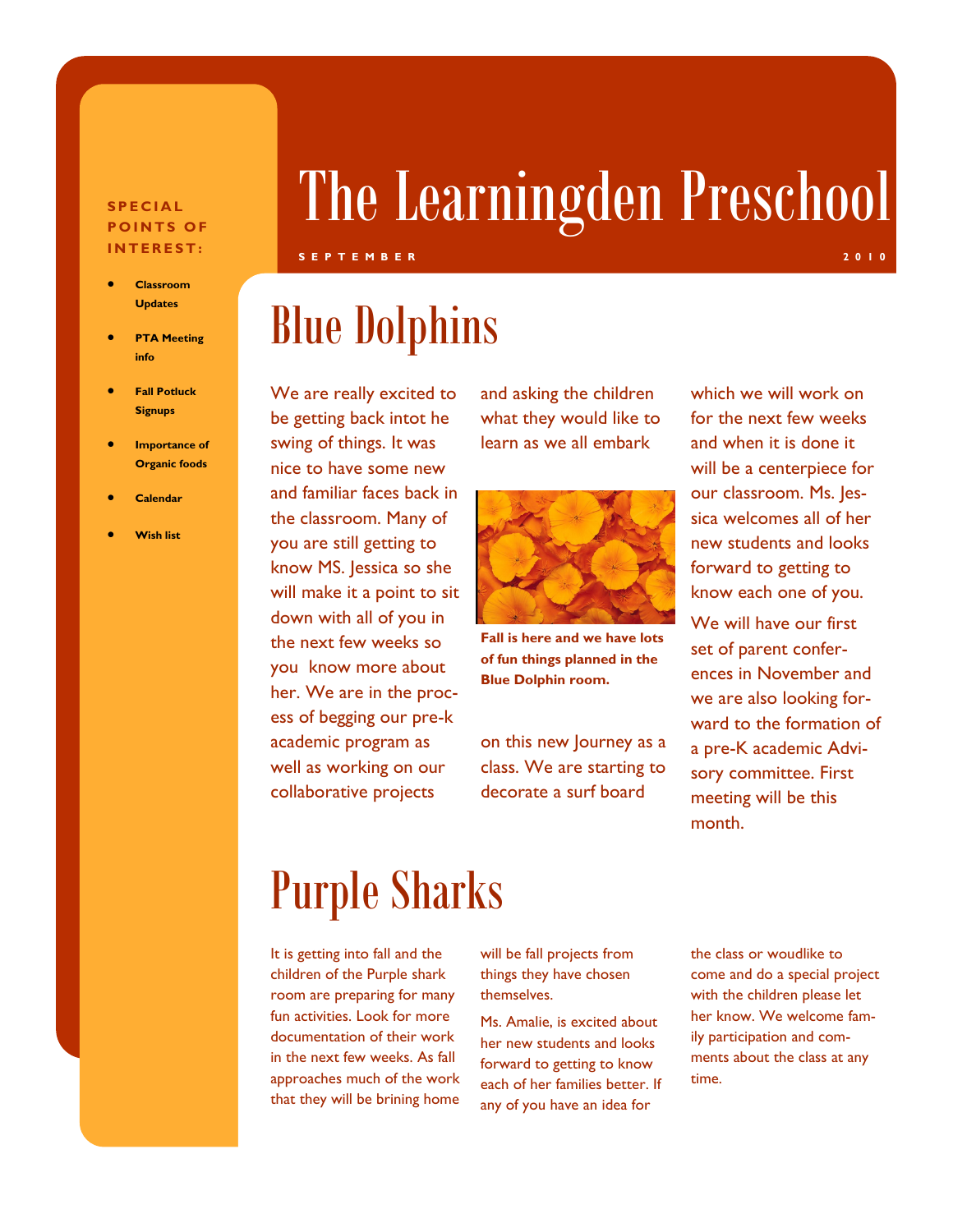# The Learningden Preschool

**SEPTEMBER 2010**

**SPECIAL POINTS OF INTEREST:**

- **Classroom Updates**
- **PTA Meeting info**
- **Fall Potluck Signups**
- **Importance of Organic foods**
- **Calendar**
- **Wish list**

## Blue Dolphins

We are really excited to be getting back intot he swing of things. It was nice to have some new and familiar faces back in the classroom. Many of you are still getting to know MS. Jessica so she will make it a point to sit down with all of you in the next few weeks so you know more about her. We are in the process of begging our pre-k academic program as well as working on our collaborative projects and asking the children what they would like to learn as we all embark on this new Journey as a class. We are starting to decorate a surf board which we will work on for the next few weeks and when it is done it will be a centerpiece for our classroom. Ms. Jessica welcomes all of her new students and looks forward to getting to know each one of you.

**Fall is here and we have lots of fun things planned in the Blue Dolphin room.**

We will have our first set of parent conferences in November and we are also looking forward to the formation of a pre-K academic Advisory committee. First meeting will be this month.

## Purple Sharks

It is getting into fall and the children of the Purple shark room are preparing for many fun activities. Look for more documentation of their work in the next few weeks. As fall approaches much of the work that they will be brining home will be fall projects from things they have chosen themselves.

Ms. Amalie, is excited about her new students and looks forward to getting to know each of her families better. If any of you have an idea for the class or woudlike to come and do a special project with the children please let her know. We welcome family participation and comments about the class at any time.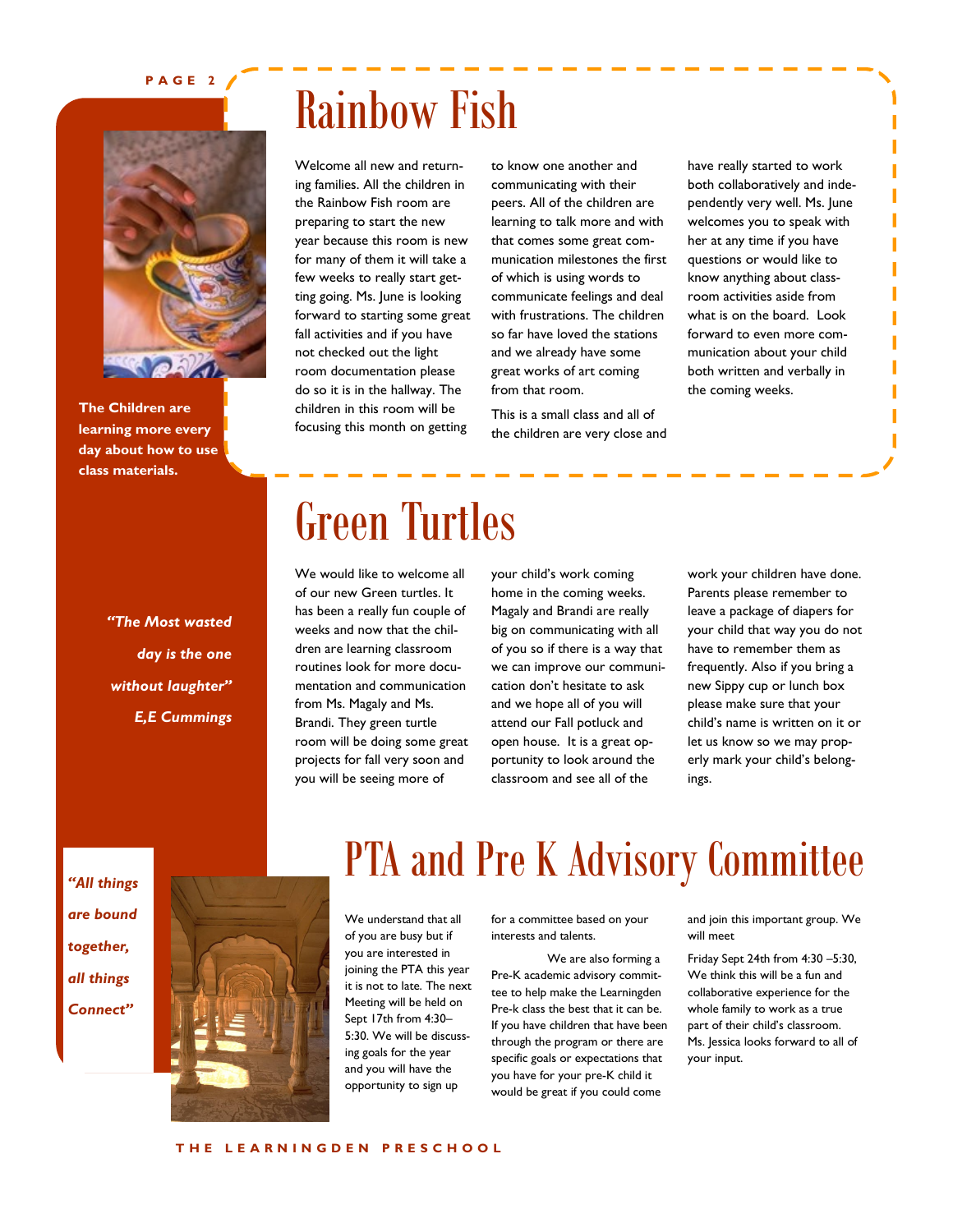# Rainbow Fish

**The Children are learning more every day about how to use class materials.**

Welcome all new and returning families. All the children in the Rainbow Fish room are preparing to start the new year because this room is new for many of them it will take a few weeks to really start getting going. Ms. June is looking forward to starting some great fall activities and if you have not checked out the light room documentation please do so it is in the hallway. The children in this room will be focusing this month on getting to know one another and communicating with their peers. All of the children are learning to talk more and with that comes some great communication milestones the first of which is using words to communicate feelings and deal with frustrations. The children so far have loved the stations and we already have some great works of art coming from that room.

This is a small class and all of the children are very close and have really started to work both collaboratively and independently very well. Ms. June welcomes you to speak with her at any time if you have questions or would like to know anything about classroom activities aside from what is on the board. Look forward to even more communication about your child both written and verbally in the coming weeks.

*"The Most wasted day is the one without laughter"*
*E,E Cummings*

# Green Turtles

We would like to welcome all of our new Green turtles. It has been a really fun couple of weeks and now that the children are learning classroom routines look for more documentation and communication from Ms. Magaly and Ms. Brandi. They green turtle room will be doing some great projects for fall very soon and you will be seeing more of your child's work coming home in the coming weeks. Magaly and Brandi are really big on communicating with all of you so if there is a way that we can improve our communication don't hesitate to ask and we hope all of you will attend our Fall potluck and open house. It is a great opportunity to look around the classroom and see all of the work your children have done. Parents please remember to leave a package of diapers for your child that way you do not have to remember them as frequently. Also if you bring a new Sippy cup or lunch box please make sure that your child's name is written on it or let us know so we may properly mark your child's belongings.

*"All things are bound together, all things Connect"*

# PTA and Pre K Advisory Committee

We understand that all of you are busy but if you are interested in joining the PTA this year it is not to late. The next Meeting will be held on Sept 17th from 4:30–5:30. We will be discussing goals for the year and you will have the opportunity to sign up for a committee based on your interests and talents.

We are also forming a Pre-K academic advisory committee to help make the Learningden Pre-k class the best that it can be. If you have children that have been through the program or there are specific goals or expectations that you have for your pre-K child it would be great if you could come and join this important group. We will meet

Friday Sept 24th from 4:30 –5:30, We think this will be a fun and collaborative experience for the whole family to work as a true part of their child's classroom. Ms. Jessica looks forward to all of your input.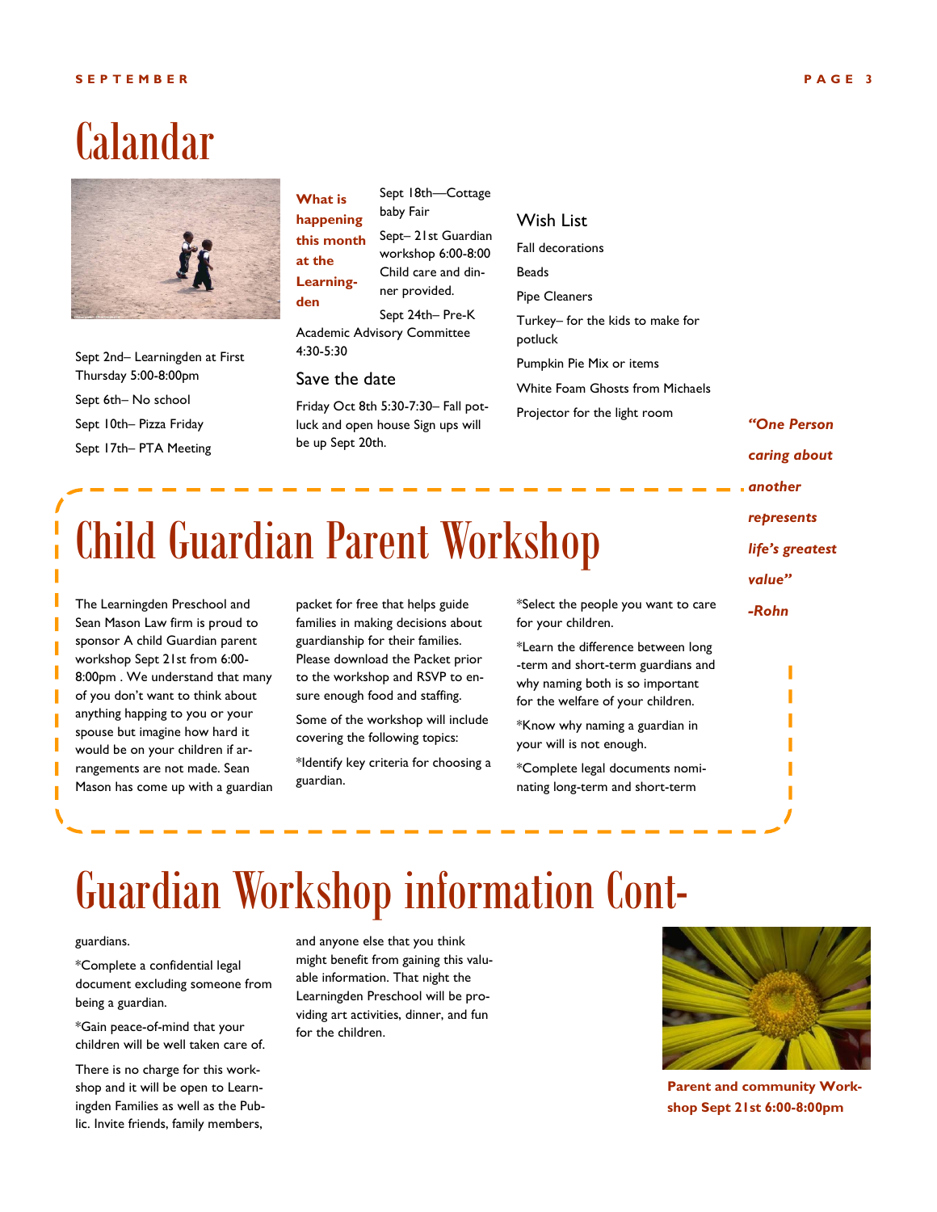# Calandar

Sept 2nd– Learningden at First Thursday 5:00-8:00pm

Sept 6th– No school

Sept 10th– Pizza Friday

Sept 17th– PTA Meeting

**What is happening this month at the Learning-den**

Sept 18th—Cottage baby Fair

Sept– 21st Guardian workshop 6:00-8:00 Child care and dinner provided.

Sept 24th– Pre-K Academic Advisory Committee 4:30-5:30

### Save the date

Friday Oct 8th 5:30-7:30– Fall potluck and open house Sign ups will be up Sept 20th.

### Wish List

Fall decorations

Beads

Pipe Cleaners

Turkey– for the kids to make for potluck

Pumpkin Pie Mix or items

White Foam Ghosts from Michaels

Projector for the light room

***"One Person caring about another represents life's greatest value"***

***-Rohn***

# Child Guardian Parent Workshop

The Learningden Preschool and Sean Mason Law firm is proud to sponsor A child Guardian parent workshop Sept 21st from 6:00-8:00pm . We understand that many of you don't want to think about anything happing to you or your spouse but imagine how hard it would be on your children if arrangements are not made. Sean Mason has come up with a guardian packet for free that helps guide families in making decisions about guardianship for their families. Please download the Packet prior to the workshop and RSVP to ensure enough food and staffing.

Some of the workshop will include covering the following topics:

*Identify key criteria for choosing a guardian.

*Select the people you want to care for your children.

*Learn the difference between long-term and short-term guardians and why naming both is so important for the welfare of your children.

*Know why naming a guardian in your will is not enough.

*Complete legal documents nominating long-term and short-term

# Guardian Workshop information Cont-

guardians.

*Complete a confidential legal document excluding someone from being a guardian.

*Gain peace-of-mind that your children will be well taken care of.

There is no charge for this workshop and it will be open to Learningden Families as well as the Public. Invite friends, family members, and anyone else that you think might benefit from gaining this valuable information. That night the Learningden Preschool will be providing art activities, dinner, and fun for the children.

**Parent and community Workshop Sept 21st 6:00-8:00pm**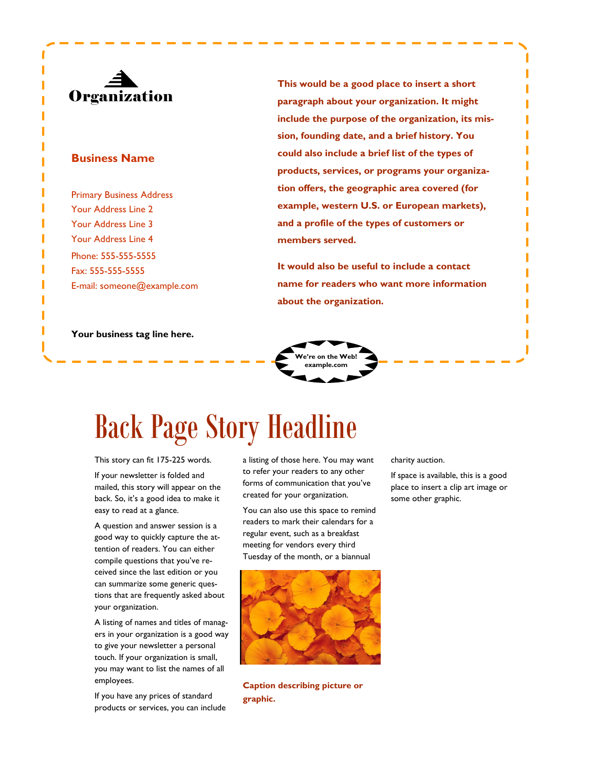Organization

**Business Name**

Primary Business Address
Your Address Line 2
Your Address Line 3
Your Address Line 4
Phone: 555-555-5555
Fax: 555-555-5555
E-mail: someone@example.com

**Your business tag line here.**

**This would be a good place to insert a short paragraph about your organization. It might include the purpose of the organization, its mission, founding date, and a brief history. You could also include a brief list of the types of products, services, or programs your organization offers, the geographic area covered (for example, western U.S. or European markets), and a profile of the types of customers or members served.**

**It would also be useful to include a contact name for readers who want more information about the organization.**

**We're on the Web!**
**example.com**

# Back Page Story Headline

This story can fit 175-225 words.

If your newsletter is folded and mailed, this story will appear on the back. So, it's a good idea to make it easy to read at a glance.

A question and answer session is a good way to quickly capture the attention of readers. You can either compile questions that you've received since the last edition or you can summarize some generic questions that are frequently asked about your organization.

A listing of names and titles of managers in your organization is a good way to give your newsletter a personal touch. If your organization is small, you may want to list the names of all employees.

If you have any prices of standard products or services, you can include a listing of those here. You may want to refer your readers to any other forms of communication that you've created for your organization.

You can also use this space to remind readers to mark their calendars for a regular event, such as a breakfast meeting for vendors every third Tuesday of the month, or a biannual charity auction.

If space is available, this is a good place to insert a clip art image or some other graphic.

**Caption describing picture or graphic.**